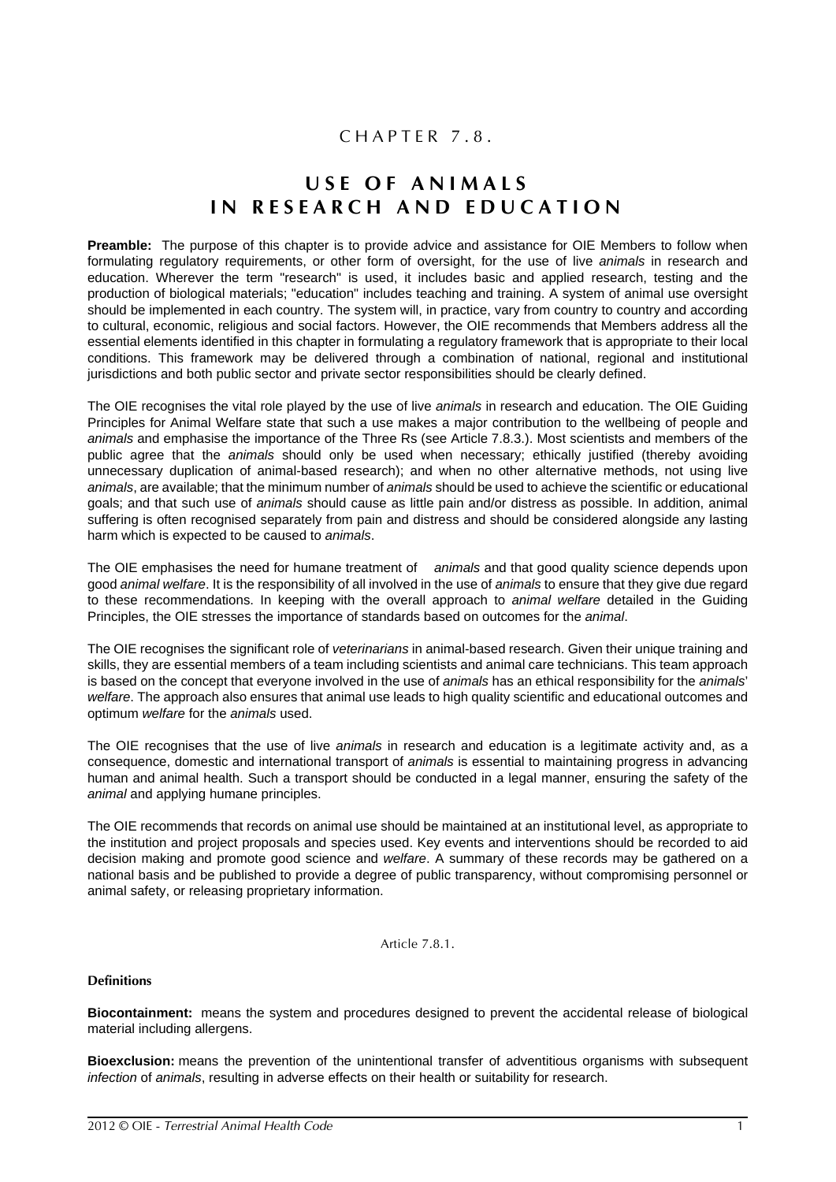# CHAPTER 7.8.

# USE OF ANIMALS IN RESEARCH AND EDUCATION

**Preamble:** The purpose of this chapter is to provide advice and assistance for OIE Members to follow when formulating regulatory requirements, or other form of oversight, for the use of live *animals* in research and education. Wherever the term "research" is used, it includes basic and applied research, testing and the production of biological materials; "education" includes teaching and training. A system of animal use oversight should be implemented in each country. The system will, in practice, vary from country to country and according to cultural, economic, religious and social factors. However, the OIE recommends that Members address all the essential elements identified in this chapter in formulating a regulatory framework that is appropriate to their local conditions. This framework may be delivered through a combination of national, regional and institutional jurisdictions and both public sector and private sector responsibilities should be clearly defined.

The OIE recognises the vital role played by the use of live *animals* in research and education. The OIE Guiding Principles for Animal Welfare state that such a use makes a major contribution to the wellbeing of people and *animals* and emphasise the importance of the Three Rs (see Article 7.8.3.). Most scientists and members of the public agree that the *animals* should only be used when necessary; ethically justified (thereby avoiding unnecessary duplication of animal-based research); and when no other alternative methods, not using live *animals*, are available; that the minimum number of *animals* should be used to achieve the scientific or educational goals; and that such use of *animals* should cause as little pain and/or distress as possible. In addition, animal suffering is often recognised separately from pain and distress and should be considered alongside any lasting harm which is expected to be caused to *animals*.

The OIE emphasises the need for humane treatment of *animals* and that good quality science depends upon good *animal welfare*. It is the responsibility of all involved in the use of *animals* to ensure that they give due regard to these recommendations. In keeping with the overall approach to *animal welfare* detailed in the Guiding Principles, the OIE stresses the importance of standards based on outcomes for the *animal*.

The OIE recognises the significant role of *veterinarians* in animal-based research. Given their unique training and skills, they are essential members of a team including scientists and animal care technicians. This team approach is based on the concept that everyone involved in the use of *animals* has an ethical responsibility for the *animals*' *welfare*. The approach also ensures that animal use leads to high quality scientific and educational outcomes and optimum *welfare* for the *animals* used.

The OIE recognises that the use of live *animals* in research and education is a legitimate activity and, as a consequence, domestic and international transport of *animals* is essential to maintaining progress in advancing human and animal health. Such a transport should be conducted in a legal manner, ensuring the safety of the *animal* and applying humane principles.

The OIE recommends that records on animal use should be maintained at an institutional level, as appropriate to the institution and project proposals and species used. Key events and interventions should be recorded to aid decision making and promote good science and *welfare*. A summary of these records may be gathered on a national basis and be published to provide a degree of public transparency, without compromising personnel or animal safety, or releasing proprietary information.

Article 7.8.1.

## Definitions

**Biocontainment:** means the system and procedures designed to prevent the accidental release of biological material including allergens.

**Bioexclusion:** means the prevention of the unintentional transfer of adventitious organisms with subsequent *infection* of *animals*, resulting in adverse effects on their health or suitability for research.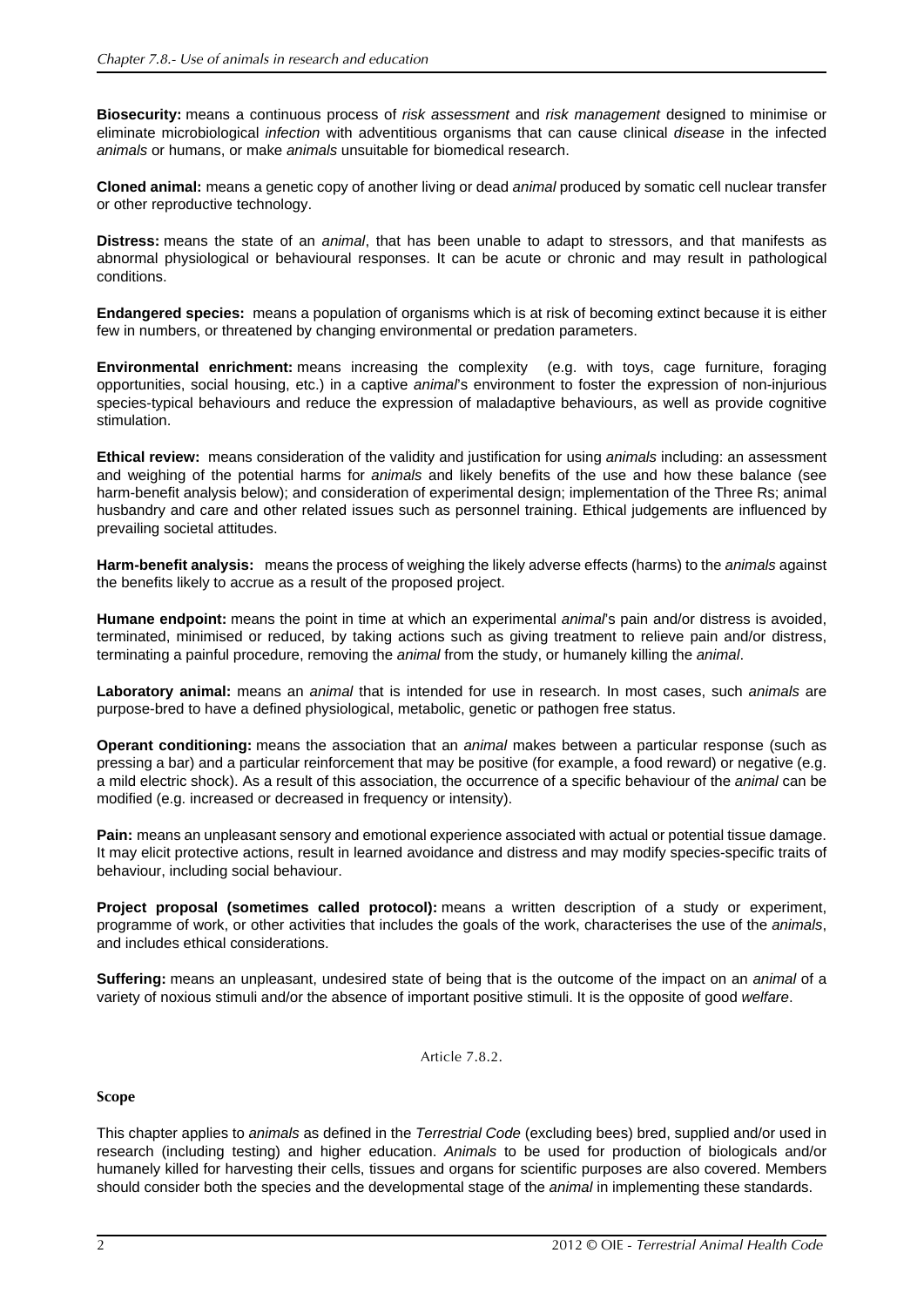**Biosecurity:** means a continuous process of *risk assessment* and *risk management* designed to minimise or eliminate microbiological *infection* with adventitious organisms that can cause clinical *disease* in the infected *animals* or humans, or make *animals* unsuitable for biomedical research.

**Cloned animal:** means a genetic copy of another living or dead *animal* produced by somatic cell nuclear transfer or other reproductive technology.

**Distress:** means the state of an *animal*, that has been unable to adapt to stressors, and that manifests as abnormal physiological or behavioural responses. It can be acute or chronic and may result in pathological conditions.

**Endangered species:** means a population of organisms which is at risk of becoming extinct because it is either few in numbers, or threatened by changing environmental or predation parameters.

**Environmental enrichment:** means increasing the complexity (e.g. with toys, cage furniture, foraging opportunities, social housing, etc.) in a captive *animal*'s environment to foster the expression of non-injurious species-typical behaviours and reduce the expression of maladaptive behaviours, as well as provide cognitive stimulation.

**Ethical review:** means consideration of the validity and justification for using *animals* including: an assessment and weighing of the potential harms for *animals* and likely benefits of the use and how these balance (see harm-benefit analysis below); and consideration of experimental design; implementation of the Three Rs; animal husbandry and care and other related issues such as personnel training. Ethical judgements are influenced by prevailing societal attitudes.

**Harm-benefit analysis:** means the process of weighing the likely adverse effects (harms) to the *animals* against the benefits likely to accrue as a result of the proposed project.

**Humane endpoint:** means the point in time at which an experimental *animal*'s pain and/or distress is avoided, terminated, minimised or reduced, by taking actions such as giving treatment to relieve pain and/or distress, terminating a painful procedure, removing the *animal* from the study, or humanely killing the *animal*.

**Laboratory animal:** means an *animal* that is intended for use in research. In most cases, such *animals* are purpose-bred to have a defined physiological, metabolic, genetic or pathogen free status.

**Operant conditioning:** means the association that an *animal* makes between a particular response (such as pressing a bar) and a particular reinforcement that may be positive (for example, a food reward) or negative (e.g. a mild electric shock). As a result of this association, the occurrence of a specific behaviour of the *animal* can be modified (e.g. increased or decreased in frequency or intensity).

**Pain:** means an unpleasant sensory and emotional experience associated with actual or potential tissue damage. It may elicit protective actions, result in learned avoidance and distress and may modify species-specific traits of behaviour, including social behaviour.

**Project proposal (sometimes called protocol):** means a written description of a study or experiment, programme of work, or other activities that includes the goals of the work, characterises the use of the *animals*, and includes ethical considerations.

**Suffering:** means an unpleasant, undesired state of being that is the outcome of the impact on an *animal* of a variety of noxious stimuli and/or the absence of important positive stimuli. It is the opposite of good *welfare*.

Article 7.8.2.

**Scope**

This chapter applies to *animals* as defined in the *Terrestrial Code* (excluding bees) bred, supplied and/or used in research (including testing) and higher education. *Animals* to be used for production of biologicals and/or humanely killed for harvesting their cells, tissues and organs for scientific purposes are also covered. Members should consider both the species and the developmental stage of the *animal* in implementing these standards.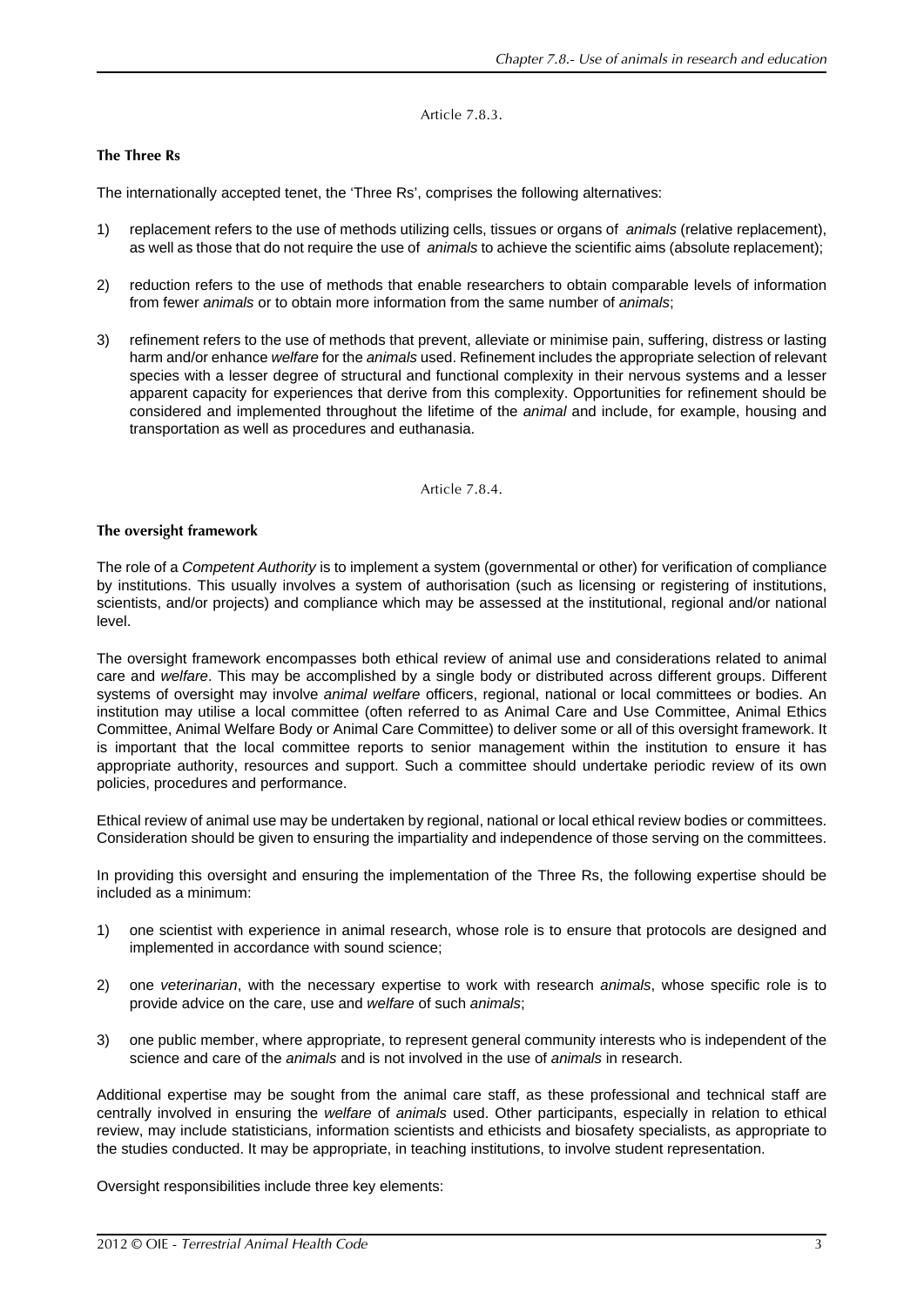Article 7.8.3.

**The Three Rs**

The internationally accepted tenet, the 'Three Rs', comprises the following alternatives:

1) replacement refers to the use of methods utilizing cells, tissues or organs of *animals* (relative replacement), as well as those that do not require the use of *animals* to achieve the scientific aims (absolute replacement);

2) reduction refers to the use of methods that enable researchers to obtain comparable levels of information from fewer *animals* or to obtain more information from the same number of *animals*;

3) refinement refers to the use of methods that prevent, alleviate or minimise pain, suffering, distress or lasting harm and/or enhance *welfare* for the *animals* used. Refinement includes the appropriate selection of relevant species with a lesser degree of structural and functional complexity in their nervous systems and a lesser apparent capacity for experiences that derive from this complexity. Opportunities for refinement should be considered and implemented throughout the lifetime of the *animal* and include, for example, housing and transportation as well as procedures and euthanasia.

Article 7.8.4.

**The oversight framework**

The role of a *Competent Authority* is to implement a system (governmental or other) for verification of compliance by institutions. This usually involves a system of authorisation (such as licensing or registering of institutions, scientists, and/or projects) and compliance which may be assessed at the institutional, regional and/or national level.

The oversight framework encompasses both ethical review of animal use and considerations related to animal care and *welfare*. This may be accomplished by a single body or distributed across different groups. Different systems of oversight may involve *animal welfare* officers, regional, national or local committees or bodies. An institution may utilise a local committee (often referred to as Animal Care and Use Committee, Animal Ethics Committee, Animal Welfare Body or Animal Care Committee) to deliver some or all of this oversight framework. It is important that the local committee reports to senior management within the institution to ensure it has appropriate authority, resources and support. Such a committee should undertake periodic review of its own policies, procedures and performance.

Ethical review of animal use may be undertaken by regional, national or local ethical review bodies or committees. Consideration should be given to ensuring the impartiality and independence of those serving on the committees.

In providing this oversight and ensuring the implementation of the Three Rs, the following expertise should be included as a minimum:

1) one scientist with experience in animal research, whose role is to ensure that protocols are designed and implemented in accordance with sound science;

2) one *veterinarian*, with the necessary expertise to work with research *animals*, whose specific role is to provide advice on the care, use and *welfare* of such *animals*;

3) one public member, where appropriate, to represent general community interests who is independent of the science and care of the *animals* and is not involved in the use of *animals* in research.

Additional expertise may be sought from the animal care staff, as these professional and technical staff are centrally involved in ensuring the *welfare* of *animals* used. Other participants, especially in relation to ethical review, may include statisticians, information scientists and ethicists and biosafety specialists, as appropriate to the studies conducted. It may be appropriate, in teaching institutions, to involve student representation.

Oversight responsibilities include three key elements: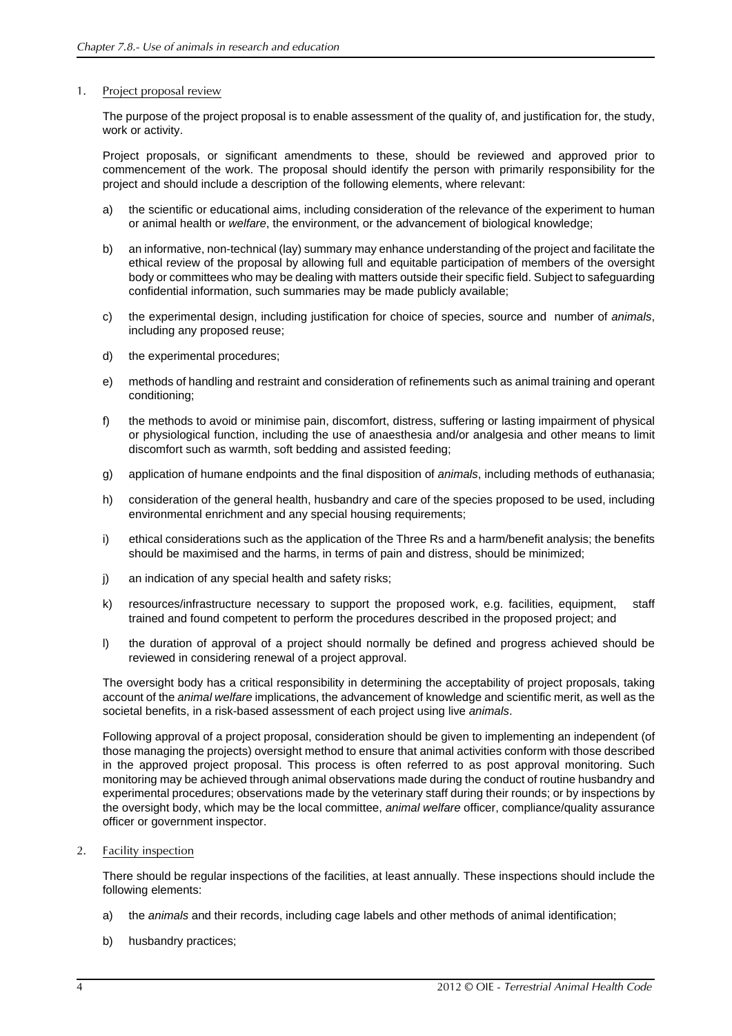1. Project proposal review

   The purpose of the project proposal is to enable assessment of the quality of, and justification for, the study, work or activity.

   Project proposals, or significant amendments to these, should be reviewed and approved prior to commencement of the work. The proposal should identify the person with primarily responsibility for the project and should include a description of the following elements, where relevant:

   a) the scientific or educational aims, including consideration of the relevance of the experiment to human or animal health or *welfare*, the environment, or the advancement of biological knowledge;

   b) an informative, non-technical (lay) summary may enhance understanding of the project and facilitate the ethical review of the proposal by allowing full and equitable participation of members of the oversight body or committees who may be dealing with matters outside their specific field. Subject to safeguarding confidential information, such summaries may be made publicly available;

   c) the experimental design, including justification for choice of species, source and number of *animals*, including any proposed reuse;

   d) the experimental procedures;

   e) methods of handling and restraint and consideration of refinements such as animal training and operant conditioning;

   f) the methods to avoid or minimise pain, discomfort, distress, suffering or lasting impairment of physical or physiological function, including the use of anaesthesia and/or analgesia and other means to limit discomfort such as warmth, soft bedding and assisted feeding;

   g) application of humane endpoints and the final disposition of *animals*, including methods of euthanasia;

   h) consideration of the general health, husbandry and care of the species proposed to be used, including environmental enrichment and any special housing requirements;

   i) ethical considerations such as the application of the Three Rs and a harm/benefit analysis; the benefits should be maximised and the harms, in terms of pain and distress, should be minimized;

   j) an indication of any special health and safety risks;

   k) resources/infrastructure necessary to support the proposed work, e.g. facilities, equipment, staff trained and found competent to perform the procedures described in the proposed project; and

   l) the duration of approval of a project should normally be defined and progress achieved should be reviewed in considering renewal of a project approval.

   The oversight body has a critical responsibility in determining the acceptability of project proposals, taking account of the *animal welfare* implications, the advancement of knowledge and scientific merit, as well as the societal benefits, in a risk-based assessment of each project using live *animals*.

   Following approval of a project proposal, consideration should be given to implementing an independent (of those managing the projects) oversight method to ensure that animal activities conform with those described in the approved project proposal. This process is often referred to as post approval monitoring. Such monitoring may be achieved through animal observations made during the conduct of routine husbandry and experimental procedures; observations made by the veterinary staff during their rounds; or by inspections by the oversight body, which may be the local committee, *animal welfare* officer, compliance/quality assurance officer or government inspector.

2. Facility inspection

   There should be regular inspections of the facilities, at least annually. These inspections should include the following elements:

   a) the *animals* and their records, including cage labels and other methods of animal identification;

   b) husbandry practices;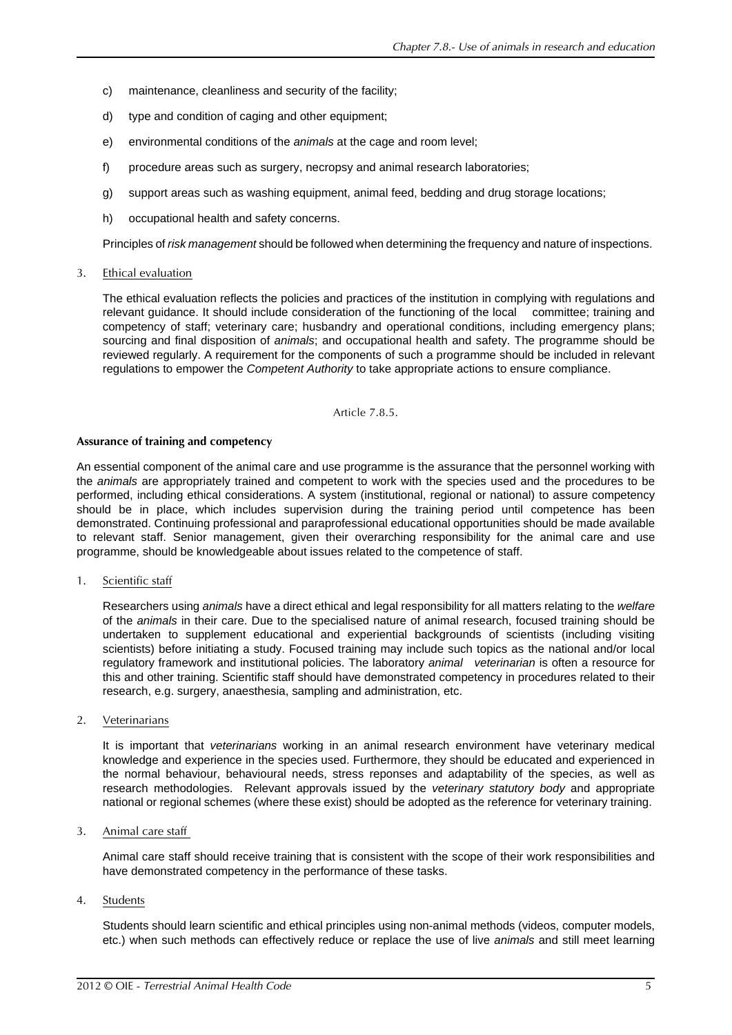c) maintenance, cleanliness and security of the facility;

d) type and condition of caging and other equipment;

e) environmental conditions of the *animals* at the cage and room level;

f) procedure areas such as surgery, necropsy and animal research laboratories;

g) support areas such as washing equipment, animal feed, bedding and drug storage locations;

h) occupational health and safety concerns.

Principles of *risk management* should be followed when determining the frequency and nature of inspections.

3. Ethical evaluation

The ethical evaluation reflects the policies and practices of the institution in complying with regulations and relevant guidance. It should include consideration of the functioning of the local committee; training and competency of staff; veterinary care; husbandry and operational conditions, including emergency plans; sourcing and final disposition of *animals*; and occupational health and safety. The programme should be reviewed regularly. A requirement for the components of such a programme should be included in relevant regulations to empower the *Competent Authority* to take appropriate actions to ensure compliance.

Article 7.8.5.

**Assurance of training and competency**

An essential component of the animal care and use programme is the assurance that the personnel working with the *animals* are appropriately trained and competent to work with the species used and the procedures to be performed, including ethical considerations. A system (institutional, regional or national) to assure competency should be in place, which includes supervision during the training period until competence has been demonstrated. Continuing professional and paraprofessional educational opportunities should be made available to relevant staff. Senior management, given their overarching responsibility for the animal care and use programme, should be knowledgeable about issues related to the competence of staff.

1. Scientific staff

Researchers using *animals* have a direct ethical and legal responsibility for all matters relating to the *welfare* of the *animals* in their care. Due to the specialised nature of animal research, focused training should be undertaken to supplement educational and experiential backgrounds of scientists (including visiting scientists) before initiating a study. Focused training may include such topics as the national and/or local regulatory framework and institutional policies. The laboratory *animal veterinarian* is often a resource for this and other training. Scientific staff should have demonstrated competency in procedures related to their research, e.g. surgery, anaesthesia, sampling and administration, etc.

2. Veterinarians

It is important that *veterinarians* working in an animal research environment have veterinary medical knowledge and experience in the species used. Furthermore, they should be educated and experienced in the normal behaviour, behavioural needs, stress reponses and adaptability of the species, as well as research methodologies. Relevant approvals issued by the *veterinary statutory body* and appropriate national or regional schemes (where these exist) should be adopted as the reference for veterinary training.

3. Animal care staff

Animal care staff should receive training that is consistent with the scope of their work responsibilities and have demonstrated competency in the performance of these tasks.

4. Students

Students should learn scientific and ethical principles using non-animal methods (videos, computer models, etc.) when such methods can effectively reduce or replace the use of live *animals* and still meet learning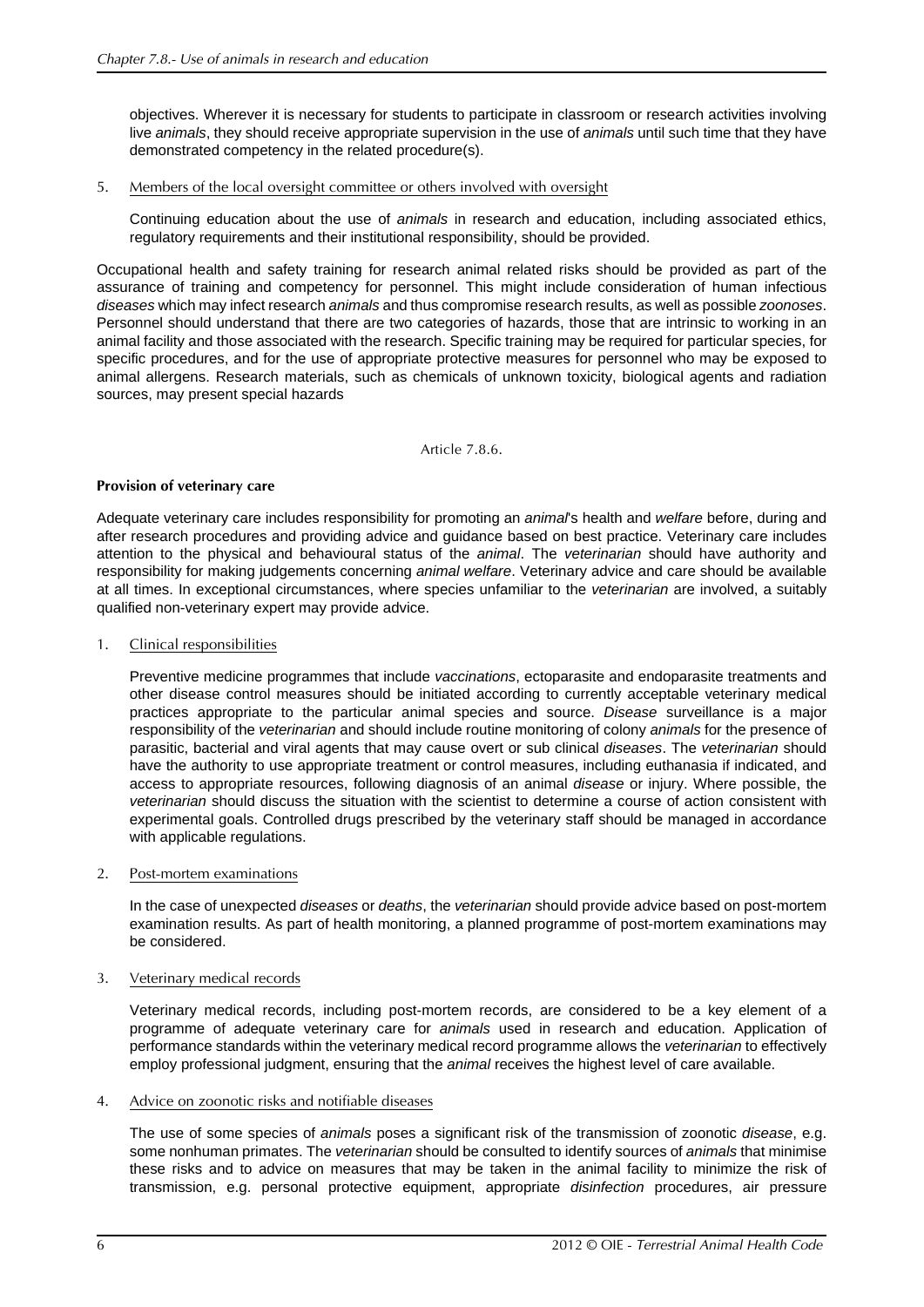objectives. Wherever it is necessary for students to participate in classroom or research activities involving live *animals*, they should receive appropriate supervision in the use of *animals* until such time that they have demonstrated competency in the related procedure(s).

5. Members of the local oversight committee or others involved with oversight

   Continuing education about the use of *animals* in research and education, including associated ethics, regulatory requirements and their institutional responsibility, should be provided.

Occupational health and safety training for research animal related risks should be provided as part of the assurance of training and competency for personnel. This might include consideration of human infectious *diseases* which may infect research *animals* and thus compromise research results, as well as possible *zoonoses*. Personnel should understand that there are two categories of hazards, those that are intrinsic to working in an animal facility and those associated with the research. Specific training may be required for particular species, for specific procedures, and for the use of appropriate protective measures for personnel who may be exposed to animal allergens. Research materials, such as chemicals of unknown toxicity, biological agents and radiation sources, may present special hazards

Article 7.8.6.

**Provision of veterinary care**

Adequate veterinary care includes responsibility for promoting an *animal*'s health and *welfare* before, during and after research procedures and providing advice and guidance based on best practice. Veterinary care includes attention to the physical and behavioural status of the *animal*. The *veterinarian* should have authority and responsibility for making judgements concerning *animal welfare*. Veterinary advice and care should be available at all times. In exceptional circumstances, where species unfamiliar to the *veterinarian* are involved, a suitably qualified non-veterinary expert may provide advice.

1. Clinical responsibilities

   Preventive medicine programmes that include *vaccinations*, ectoparasite and endoparasite treatments and other disease control measures should be initiated according to currently acceptable veterinary medical practices appropriate to the particular animal species and source. *Disease* surveillance is a major responsibility of the *veterinarian* and should include routine monitoring of colony *animals* for the presence of parasitic, bacterial and viral agents that may cause overt or sub clinical *diseases*. The *veterinarian* should have the authority to use appropriate treatment or control measures, including euthanasia if indicated, and access to appropriate resources, following diagnosis of an animal *disease* or injury. Where possible, the *veterinarian* should discuss the situation with the scientist to determine a course of action consistent with experimental goals. Controlled drugs prescribed by the veterinary staff should be managed in accordance with applicable regulations.

2. Post-mortem examinations

   In the case of unexpected *diseases* or *deaths*, the *veterinarian* should provide advice based on post-mortem examination results. As part of health monitoring, a planned programme of post-mortem examinations may be considered.

3. Veterinary medical records

   Veterinary medical records, including post-mortem records, are considered to be a key element of a programme of adequate veterinary care for *animals* used in research and education. Application of performance standards within the veterinary medical record programme allows the *veterinarian* to effectively employ professional judgment, ensuring that the *animal* receives the highest level of care available.

4. Advice on zoonotic risks and notifiable diseases

   The use of some species of *animals* poses a significant risk of the transmission of zoonotic *disease*, e.g. some nonhuman primates. The *veterinarian* should be consulted to identify sources of *animals* that minimise these risks and to advice on measures that may be taken in the animal facility to minimize the risk of transmission, e.g. personal protective equipment, appropriate *disinfection* procedures, air pressure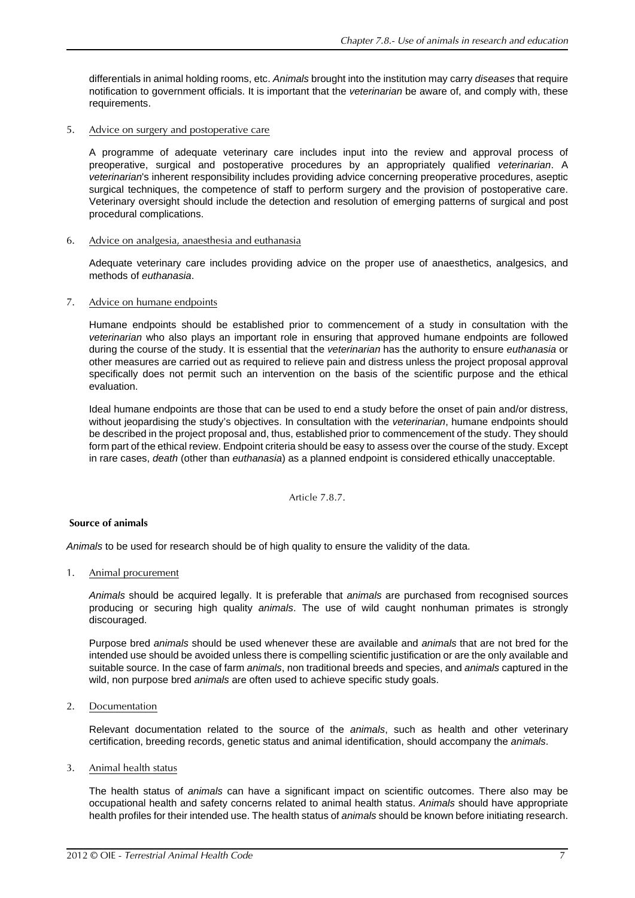differentials in animal holding rooms, etc. *Animals* brought into the institution may carry *diseases* that require notification to government officials. It is important that the *veterinarian* be aware of, and comply with, these requirements.

5. Advice on surgery and postoperative care

   A programme of adequate veterinary care includes input into the review and approval process of preoperative, surgical and postoperative procedures by an appropriately qualified *veterinarian*. A *veterinarian*'s inherent responsibility includes providing advice concerning preoperative procedures, aseptic surgical techniques, the competence of staff to perform surgery and the provision of postoperative care. Veterinary oversight should include the detection and resolution of emerging patterns of surgical and post procedural complications.

6. Advice on analgesia, anaesthesia and euthanasia

   Adequate veterinary care includes providing advice on the proper use of anaesthetics, analgesics, and methods of *euthanasia*.

7. Advice on humane endpoints

   Humane endpoints should be established prior to commencement of a study in consultation with the *veterinarian* who also plays an important role in ensuring that approved humane endpoints are followed during the course of the study. It is essential that the *veterinarian* has the authority to ensure *euthanasia* or other measures are carried out as required to relieve pain and distress unless the project proposal approval specifically does not permit such an intervention on the basis of the scientific purpose and the ethical evaluation.

   Ideal humane endpoints are those that can be used to end a study before the onset of pain and/or distress, without jeopardising the study's objectives. In consultation with the *veterinarian*, humane endpoints should be described in the project proposal and, thus, established prior to commencement of the study. They should form part of the ethical review. Endpoint criteria should be easy to assess over the course of the study. Except in rare cases, *death* (other than *euthanasia*) as a planned endpoint is considered ethically unacceptable.

Article 7.8.7.

**Source of animals**

*Animals* to be used for research should be of high quality to ensure the validity of the data.

1. Animal procurement

   *Animals* should be acquired legally. It is preferable that *animals* are purchased from recognised sources producing or securing high quality *animals*. The use of wild caught nonhuman primates is strongly discouraged.

   Purpose bred *animals* should be used whenever these are available and *animals* that are not bred for the intended use should be avoided unless there is compelling scientific justification or are the only available and suitable source. In the case of farm *animals*, non traditional breeds and species, and *animals* captured in the wild, non purpose bred *animals* are often used to achieve specific study goals.

2. Documentation

   Relevant documentation related to the source of the *animals*, such as health and other veterinary certification, breeding records, genetic status and animal identification, should accompany the *animals*.

3. Animal health status

   The health status of *animals* can have a significant impact on scientific outcomes. There also may be occupational health and safety concerns related to animal health status. *Animals* should have appropriate health profiles for their intended use. The health status of *animals* should be known before initiating research.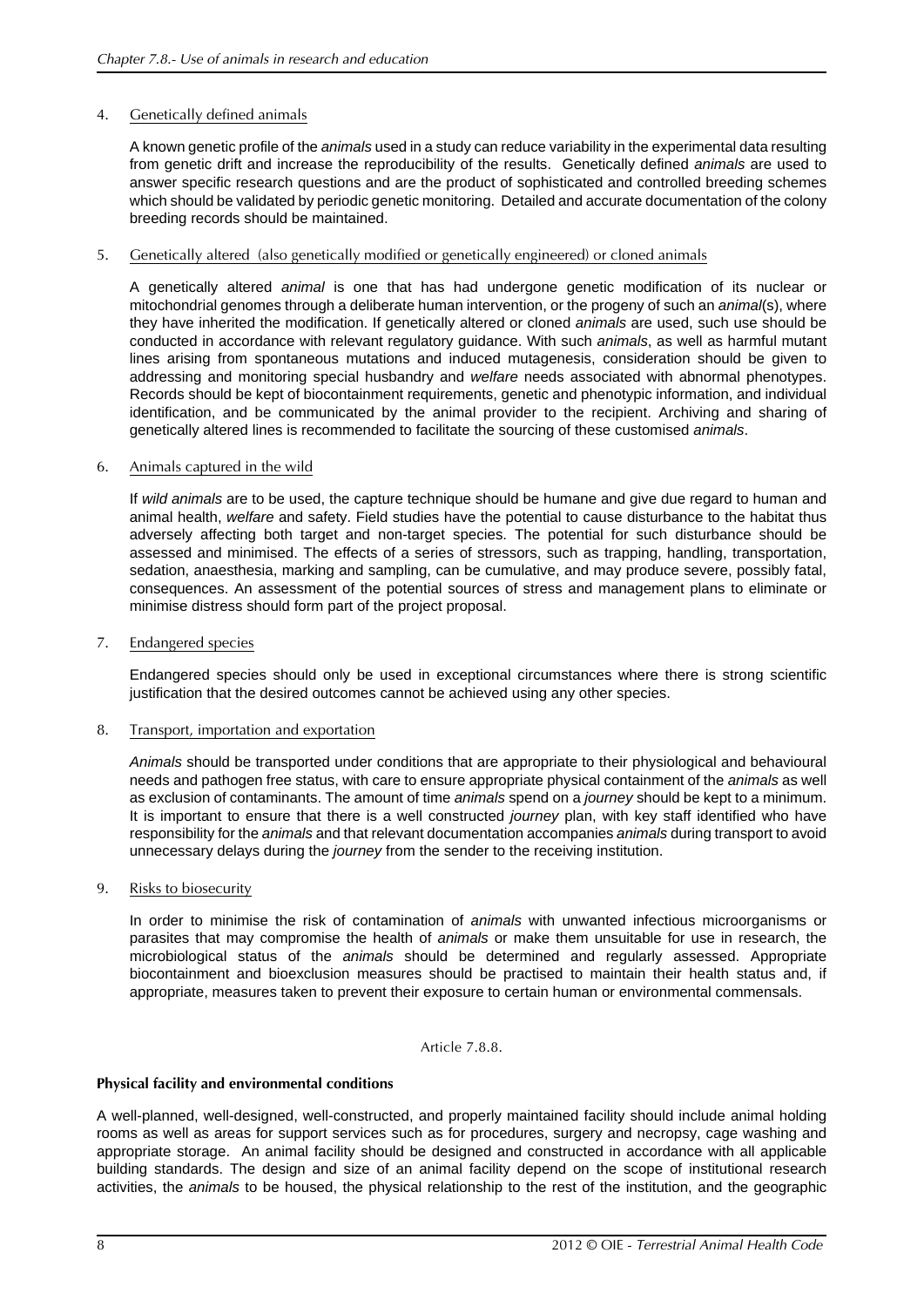4. Genetically defined animals

   A known genetic profile of the *animals* used in a study can reduce variability in the experimental data resulting from genetic drift and increase the reproducibility of the results. Genetically defined *animals* are used to answer specific research questions and are the product of sophisticated and controlled breeding schemes which should be validated by periodic genetic monitoring. Detailed and accurate documentation of the colony breeding records should be maintained.

5. Genetically altered (also genetically modified or genetically engineered) or cloned animals

   A genetically altered *animal* is one that has had undergone genetic modification of its nuclear or mitochondrial genomes through a deliberate human intervention, or the progeny of such an *animal*(s), where they have inherited the modification. If genetically altered or cloned *animals* are used, such use should be conducted in accordance with relevant regulatory guidance. With such *animals*, as well as harmful mutant lines arising from spontaneous mutations and induced mutagenesis, consideration should be given to addressing and monitoring special husbandry and *welfare* needs associated with abnormal phenotypes. Records should be kept of biocontainment requirements, genetic and phenotypic information, and individual identification, and be communicated by the animal provider to the recipient. Archiving and sharing of genetically altered lines is recommended to facilitate the sourcing of these customised *animals*.

6. Animals captured in the wild

   If *wild animals* are to be used, the capture technique should be humane and give due regard to human and animal health, *welfare* and safety. Field studies have the potential to cause disturbance to the habitat thus adversely affecting both target and non-target species. The potential for such disturbance should be assessed and minimised. The effects of a series of stressors, such as trapping, handling, transportation, sedation, anaesthesia, marking and sampling, can be cumulative, and may produce severe, possibly fatal, consequences. An assessment of the potential sources of stress and management plans to eliminate or minimise distress should form part of the project proposal.

7. Endangered species

   Endangered species should only be used in exceptional circumstances where there is strong scientific justification that the desired outcomes cannot be achieved using any other species.

8. Transport, importation and exportation

   *Animals* should be transported under conditions that are appropriate to their physiological and behavioural needs and pathogen free status, with care to ensure appropriate physical containment of the *animals* as well as exclusion of contaminants. The amount of time *animals* spend on a *journey* should be kept to a minimum. It is important to ensure that there is a well constructed *journey* plan, with key staff identified who have responsibility for the *animals* and that relevant documentation accompanies *animals* during transport to avoid unnecessary delays during the *journey* from the sender to the receiving institution.

9. Risks to biosecurity

   In order to minimise the risk of contamination of *animals* with unwanted infectious microorganisms or parasites that may compromise the health of *animals* or make them unsuitable for use in research, the microbiological status of the *animals* should be determined and regularly assessed. Appropriate biocontainment and bioexclusion measures should be practised to maintain their health status and, if appropriate, measures taken to prevent their exposure to certain human or environmental commensals.

Article 7.8.8.

**Physical facility and environmental conditions**

A well-planned, well-designed, well-constructed, and properly maintained facility should include animal holding rooms as well as areas for support services such as for procedures, surgery and necropsy, cage washing and appropriate storage. An animal facility should be designed and constructed in accordance with all applicable building standards. The design and size of an animal facility depend on the scope of institutional research activities, the *animals* to be housed, the physical relationship to the rest of the institution, and the geographic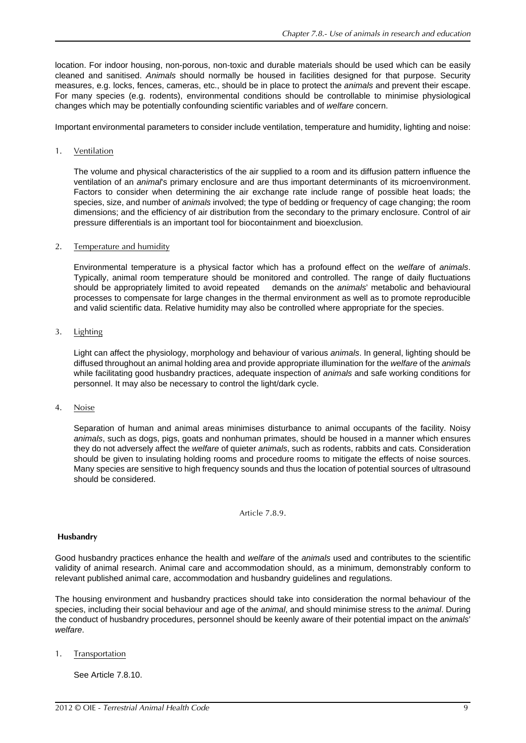location. For indoor housing, non-porous, non-toxic and durable materials should be used which can be easily cleaned and sanitised. *Animals* should normally be housed in facilities designed for that purpose. Security measures, e.g. locks, fences, cameras, etc., should be in place to protect the *animals* and prevent their escape. For many species (e.g. rodents), environmental conditions should be controllable to minimise physiological changes which may be potentially confounding scientific variables and of *welfare* concern.

Important environmental parameters to consider include ventilation, temperature and humidity, lighting and noise:

1. Ventilation

   The volume and physical characteristics of the air supplied to a room and its diffusion pattern influence the ventilation of an *animal*'s primary enclosure and are thus important determinants of its microenvironment. Factors to consider when determining the air exchange rate include range of possible heat loads; the species, size, and number of *animals* involved; the type of bedding or frequency of cage changing; the room dimensions; and the efficiency of air distribution from the secondary to the primary enclosure. Control of air pressure differentials is an important tool for biocontainment and bioexclusion.

2. Temperature and humidity

   Environmental temperature is a physical factor which has a profound effect on the *welfare* of *animals*. Typically, animal room temperature should be monitored and controlled. The range of daily fluctuations should be appropriately limited to avoid repeated demands on the *animals*' metabolic and behavioural processes to compensate for large changes in the thermal environment as well as to promote reproducible and valid scientific data. Relative humidity may also be controlled where appropriate for the species.

3. Lighting

   Light can affect the physiology, morphology and behaviour of various *animals*. In general, lighting should be diffused throughout an animal holding area and provide appropriate illumination for the *welfare* of the *animals* while facilitating good husbandry practices, adequate inspection of *animals* and safe working conditions for personnel. It may also be necessary to control the light/dark cycle.

4. Noise

   Separation of human and animal areas minimises disturbance to animal occupants of the facility. Noisy *animals*, such as dogs, pigs, goats and nonhuman primates, should be housed in a manner which ensures they do not adversely affect the *welfare* of quieter *animals*, such as rodents, rabbits and cats. Consideration should be given to insulating holding rooms and procedure rooms to mitigate the effects of noise sources. Many species are sensitive to high frequency sounds and thus the location of potential sources of ultrasound should be considered.

Article 7.8.9.

**Husbandry**

Good husbandry practices enhance the health and *welfare* of the *animals* used and contributes to the scientific validity of animal research. Animal care and accommodation should, as a minimum, demonstrably conform to relevant published animal care, accommodation and husbandry guidelines and regulations.

The housing environment and husbandry practices should take into consideration the normal behaviour of the species, including their social behaviour and age of the *animal*, and should minimise stress to the *animal*. During the conduct of husbandry procedures, personnel should be keenly aware of their potential impact on the *animals*' *welfare*.

1. Transportation

   See Article 7.8.10.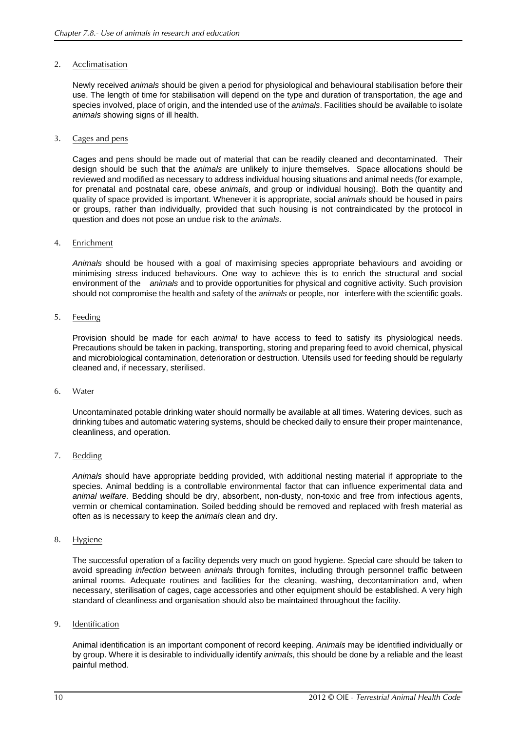2. Acclimatisation

Newly received *animals* should be given a period for physiological and behavioural stabilisation before their use. The length of time for stabilisation will depend on the type and duration of transportation, the age and species involved, place of origin, and the intended use of the *animals*. Facilities should be available to isolate *animals* showing signs of ill health.

3. Cages and pens

Cages and pens should be made out of material that can be readily cleaned and decontaminated. Their design should be such that the *animals* are unlikely to injure themselves. Space allocations should be reviewed and modified as necessary to address individual housing situations and animal needs (for example, for prenatal and postnatal care, obese *animals*, and group or individual housing). Both the quantity and quality of space provided is important. Whenever it is appropriate, social *animals* should be housed in pairs or groups, rather than individually, provided that such housing is not contraindicated by the protocol in question and does not pose an undue risk to the *animals*.

4. Enrichment

*Animals* should be housed with a goal of maximising species appropriate behaviours and avoiding or minimising stress induced behaviours. One way to achieve this is to enrich the structural and social environment of the *animals* and to provide opportunities for physical and cognitive activity. Such provision should not compromise the health and safety of the *animals* or people, nor interfere with the scientific goals.

5. Feeding

Provision should be made for each *animal* to have access to feed to satisfy its physiological needs. Precautions should be taken in packing, transporting, storing and preparing feed to avoid chemical, physical and microbiological contamination, deterioration or destruction. Utensils used for feeding should be regularly cleaned and, if necessary, sterilised.

6. Water

Uncontaminated potable drinking water should normally be available at all times. Watering devices, such as drinking tubes and automatic watering systems, should be checked daily to ensure their proper maintenance, cleanliness, and operation.

7. Bedding

*Animals* should have appropriate bedding provided, with additional nesting material if appropriate to the species. Animal bedding is a controllable environmental factor that can influence experimental data and *animal welfare*. Bedding should be dry, absorbent, non-dusty, non-toxic and free from infectious agents, vermin or chemical contamination. Soiled bedding should be removed and replaced with fresh material as often as is necessary to keep the *animals* clean and dry.

8. Hygiene

The successful operation of a facility depends very much on good hygiene. Special care should be taken to avoid spreading *infection* between *animals* through fomites, including through personnel traffic between animal rooms. Adequate routines and facilities for the cleaning, washing, decontamination and, when necessary, sterilisation of cages, cage accessories and other equipment should be established. A very high standard of cleanliness and organisation should also be maintained throughout the facility.

9. Identification

Animal identification is an important component of record keeping. *Animals* may be identified individually or by group. Where it is desirable to individually identify *animals*, this should be done by a reliable and the least painful method.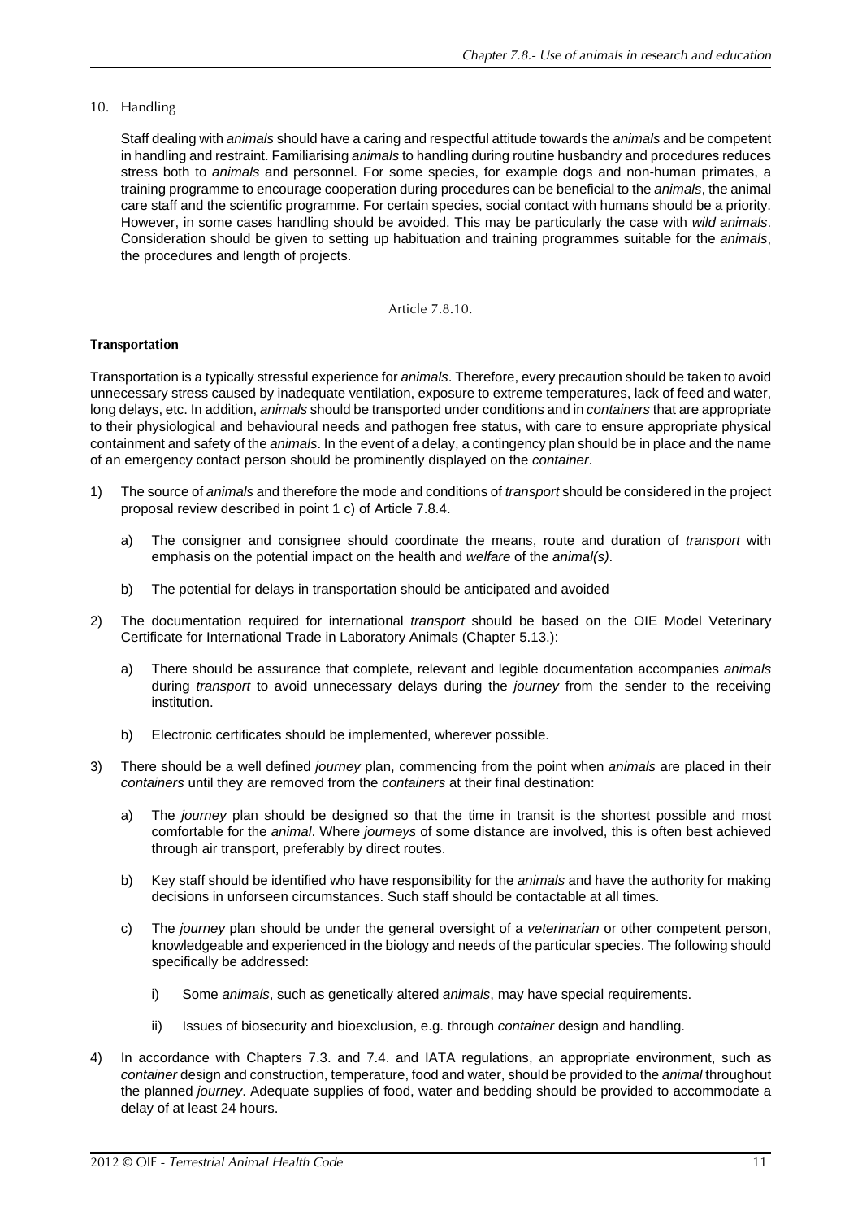10. <u>Handling</u>

    Staff dealing with *animals* should have a caring and respectful attitude towards the *animals* and be competent in handling and restraint. Familiarising *animals* to handling during routine husbandry and procedures reduces stress both to *animals* and personnel. For some species, for example dogs and non-human primates, a training programme to encourage cooperation during procedures can be beneficial to the *animals*, the animal care staff and the scientific programme. For certain species, social contact with humans should be a priority. However, in some cases handling should be avoided. This may be particularly the case with *wild animals*. Consideration should be given to setting up habituation and training programmes suitable for the *animals*, the procedures and length of projects.

Article 7.8.10.

**Transportation**

Transportation is a typically stressful experience for *animals*. Therefore, every precaution should be taken to avoid unnecessary stress caused by inadequate ventilation, exposure to extreme temperatures, lack of feed and water, long delays, etc. In addition, *animals* should be transported under conditions and in *containers* that are appropriate to their physiological and behavioural needs and pathogen free status, with care to ensure appropriate physical containment and safety of the *animals*. In the event of a delay, a contingency plan should be in place and the name of an emergency contact person should be prominently displayed on the *container*.

1) The source of *animals* and therefore the mode and conditions of *transport* should be considered in the project proposal review described in point 1 c) of Article 7.8.4.

    a) The consigner and consignee should coordinate the means, route and duration of *transport* with emphasis on the potential impact on the health and *welfare* of the *animal(s)*.

    b) The potential for delays in transportation should be anticipated and avoided

2) The documentation required for international *transport* should be based on the OIE Model Veterinary Certificate for International Trade in Laboratory Animals (Chapter 5.13.):

    a) There should be assurance that complete, relevant and legible documentation accompanies *animals* during *transport* to avoid unnecessary delays during the *journey* from the sender to the receiving institution.

    b) Electronic certificates should be implemented, wherever possible.

3) There should be a well defined *journey* plan, commencing from the point when *animals* are placed in their *containers* until they are removed from the *containers* at their final destination:

    a) The *journey* plan should be designed so that the time in transit is the shortest possible and most comfortable for the *animal*. Where *journeys* of some distance are involved, this is often best achieved through air transport, preferably by direct routes.

    b) Key staff should be identified who have responsibility for the *animals* and have the authority for making decisions in unforseen circumstances. Such staff should be contactable at all times.

    c) The *journey* plan should be under the general oversight of a *veterinarian* or other competent person, knowledgeable and experienced in the biology and needs of the particular species. The following should specifically be addressed:

        i) Some *animals*, such as genetically altered *animals*, may have special requirements.

        ii) Issues of biosecurity and bioexclusion, e.g. through *container* design and handling.

4) In accordance with Chapters 7.3. and 7.4. and IATA regulations, an appropriate environment, such as *container* design and construction, temperature, food and water, should be provided to the *animal* throughout the planned *journey*. Adequate supplies of food, water and bedding should be provided to accommodate a delay of at least 24 hours.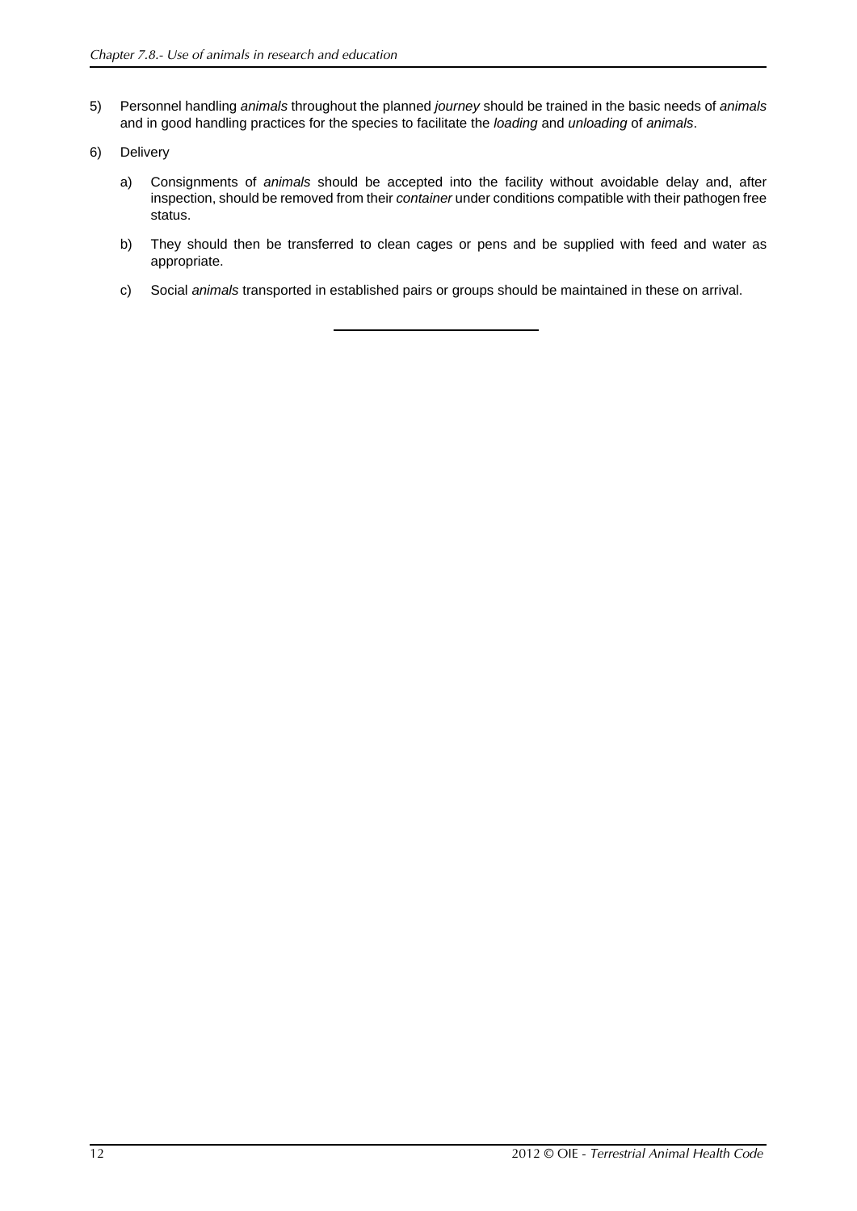5) Personnel handling *animals* throughout the planned *journey* should be trained in the basic needs of *animals* and in good handling practices for the species to facilitate the *loading* and *unloading* of *animals*.

6) Delivery

   a) Consignments of *animals* should be accepted into the facility without avoidable delay and, after inspection, should be removed from their *container* under conditions compatible with their pathogen free status.

   b) They should then be transferred to clean cages or pens and be supplied with feed and water as appropriate.

   c) Social *animals* transported in established pairs or groups should be maintained in these on arrival.